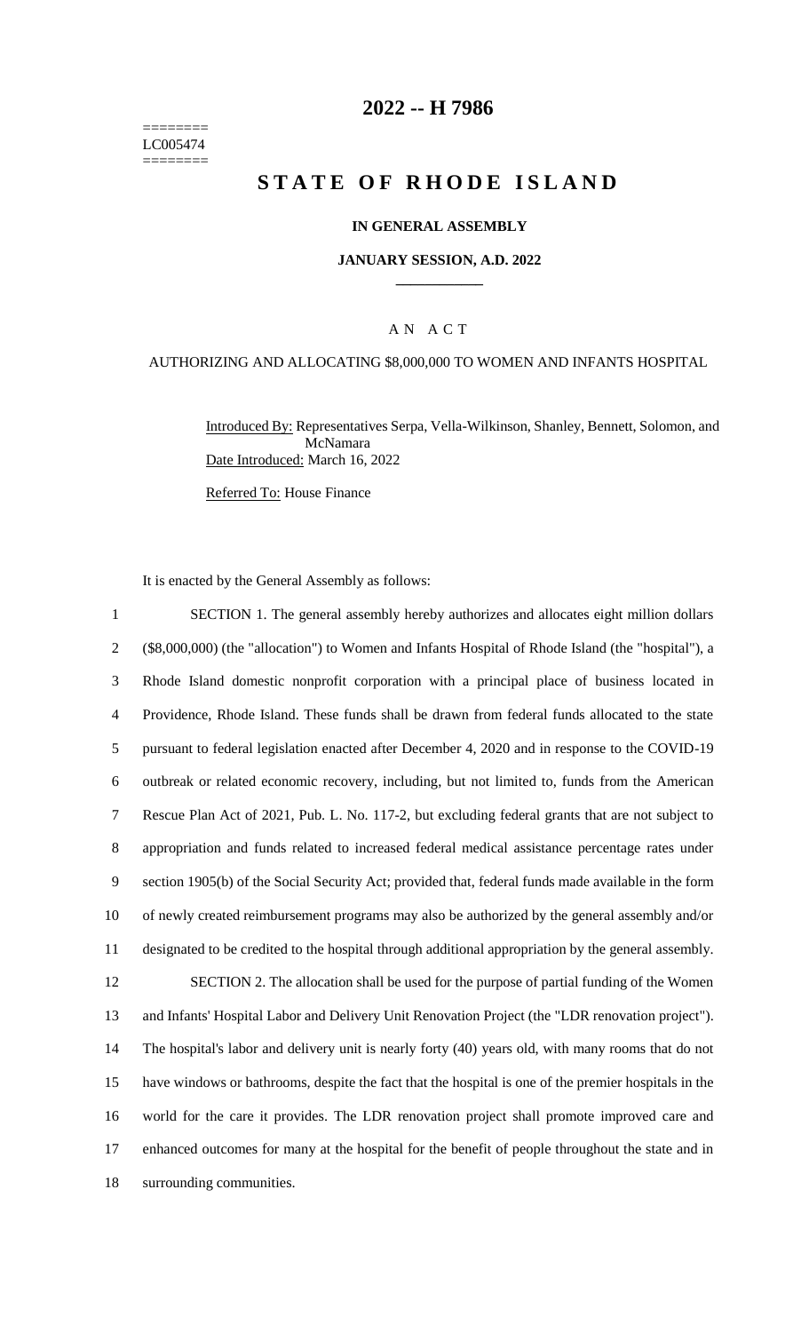========
LC005474
========

# 2022 -- H 7986

# STATE OF RHODE ISLAND

**IN GENERAL ASSEMBLY**

**JANUARY SESSION, A.D. 2022**

____________

A N A C T

AUTHORIZING AND ALLOCATING $8,000,000 TO WOMEN AND INFANTS HOSPITAL

Introduced By: Representatives Serpa, Vella-Wilkinson, Shanley, Bennett, Solomon, and McNamara

Date Introduced: March 16, 2022

Referred To: House Finance

It is enacted by the General Assembly as follows:

1 SECTION 1. The general assembly hereby authorizes and allocates eight million dollars
2 ($8,000,000) (the "allocation") to Women and Infants Hospital of Rhode Island (the "hospital"), a
3 Rhode Island domestic nonprofit corporation with a principal place of business located in
4 Providence, Rhode Island. These funds shall be drawn from federal funds allocated to the state
5 pursuant to federal legislation enacted after December 4, 2020 and in response to the COVID-19
6 outbreak or related economic recovery, including, but not limited to, funds from the American
7 Rescue Plan Act of 2021, Pub. L. No. 117-2, but excluding federal grants that are not subject to
8 appropriation and funds related to increased federal medical assistance percentage rates under
9 section 1905(b) of the Social Security Act; provided that, federal funds made available in the form
10 of newly created reimbursement programs may also be authorized by the general assembly and/or
11 designated to be credited to the hospital through additional appropriation by the general assembly.

12 SECTION 2. The allocation shall be used for the purpose of partial funding of the Women
13 and Infants' Hospital Labor and Delivery Unit Renovation Project (the "LDR renovation project").
14 The hospital's labor and delivery unit is nearly forty (40) years old, with many rooms that do not
15 have windows or bathrooms, despite the fact that the hospital is one of the premier hospitals in the
16 world for the care it provides. The LDR renovation project shall promote improved care and
17 enhanced outcomes for many at the hospital for the benefit of people throughout the state and in
18 surrounding communities.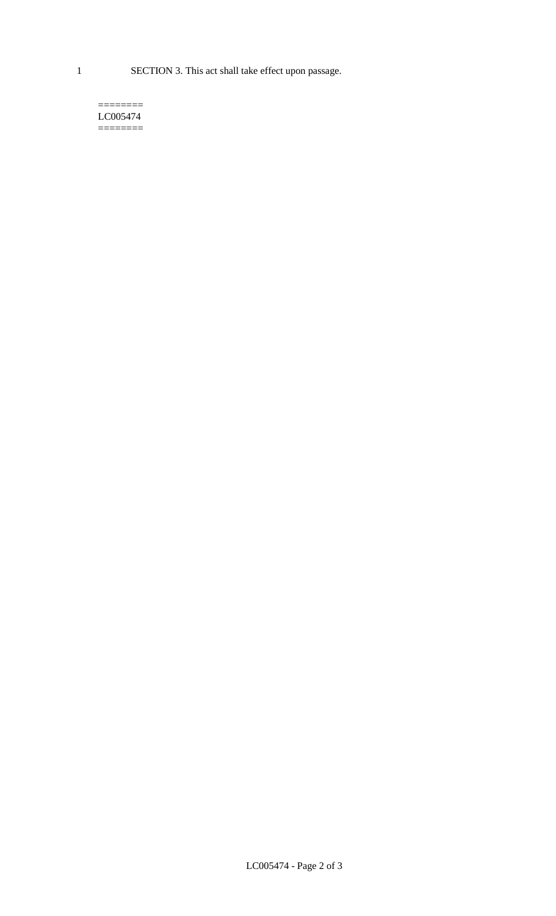1 SECTION 3. This act shall take effect upon passage.

========
LC005474
========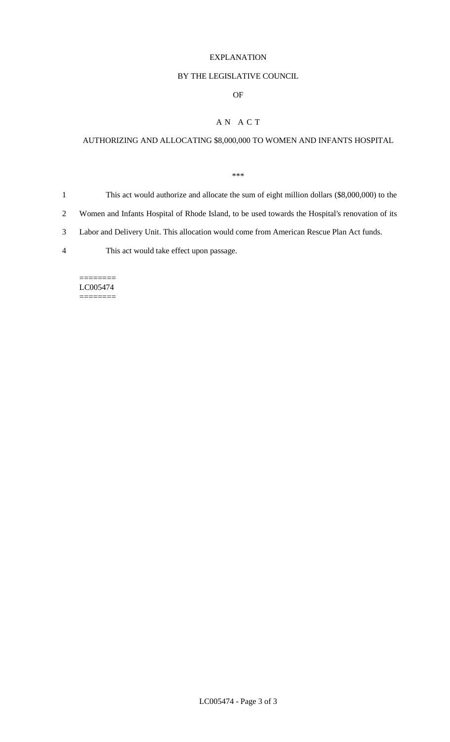EXPLANATION

BY THE LEGISLATIVE COUNCIL

OF

A N A C T

AUTHORIZING AND ALLOCATING $8,000,000 TO WOMEN AND INFANTS HOSPITAL

***

1 This act would authorize and allocate the sum of eight million dollars ($8,000,000) to the
2 Women and Infants Hospital of Rhode Island, to be used towards the Hospital's renovation of its
3 Labor and Delivery Unit. This allocation would come from American Rescue Plan Act funds.
4 This act would take effect upon passage.

========
LC005474
========